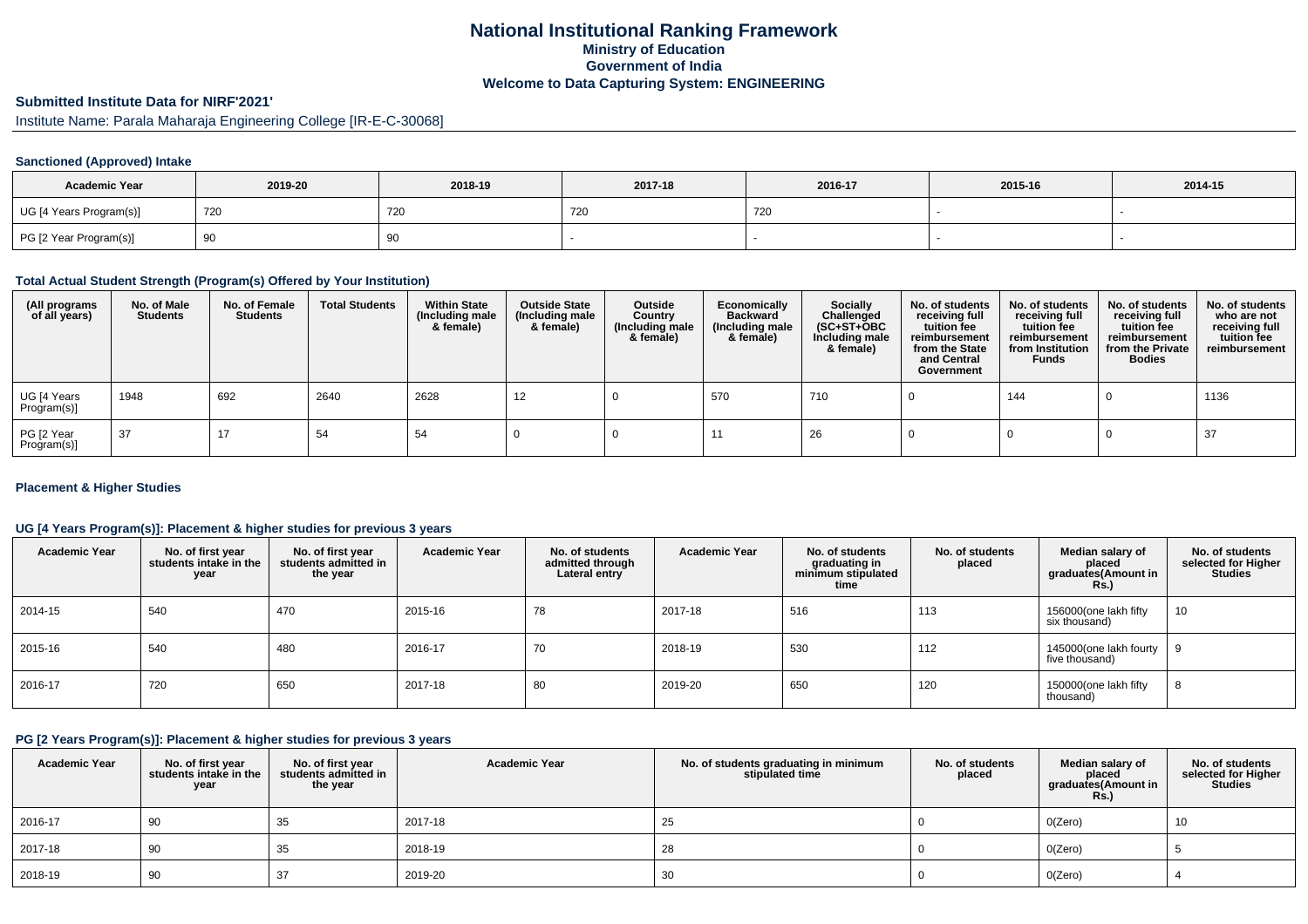# National Institutional Ranking Framework
## Ministry of Education
## Government of India
## Welcome to Data Capturing System: ENGINEERING

### Submitted Institute Data for NIRF'2021'

Institute Name: Parala Maharaja Engineering College [IR-E-C-30068]

#### Sanctioned (Approved) Intake

| Academic Year | 2019-20 | 2018-19 | 2017-18 | 2016-17 | 2015-16 | 2014-15 |
|---|---|---|---|---|---|---|
| UG [4 Years Program(s)] | 720 | 720 | 720 | 720 | - | - |
| PG [2 Year Program(s)] | 90 | 90 | - | - | - | - |

#### Total Actual Student Strength (Program(s) Offered by Your Institution)

| (All programs of all years) | No. of Male Students | No. of Female Students | Total Students | Within State (Including male & female) | Outside State (Including male & female) | Outside Country (Including male & female) | Economically Backward (Including male & female) | Socially Challenged (SC+ST+OBC Including male & female) | No. of students receiving full tuition fee reimbursement from the State and Central Government | No. of students receiving full tuition fee reimbursement from Institution Funds | No. of students receiving full tuition fee reimbursement from the Private Bodies | No. of students who are not receiving full tuition fee reimbursement |
|---|---|---|---|---|---|---|---|---|---|---|---|---|
| UG [4 Years Program(s)] | 1948 | 692 | 2640 | 2628 | 12 | 0 | 570 | 710 | 0 | 144 | 0 | 1136 |
| PG [2 Year Program(s)] | 37 | 17 | 54 | 54 | 0 | 0 | 11 | 26 | 0 | 0 | 0 | 37 |

#### Placement & Higher Studies

#### UG [4 Years Program(s)]: Placement & higher studies for previous 3 years

| Academic Year | No. of first year students intake in the year | No. of first year students admitted in the year | Academic Year | No. of students admitted through Lateral entry | Academic Year | No. of students graduating in minimum stipulated time | No. of students placed | Median salary of placed graduates(Amount in Rs.) | No. of students selected for Higher Studies |
|---|---|---|---|---|---|---|---|---|---|
| 2014-15 | 540 | 470 | 2015-16 | 78 | 2017-18 | 516 | 113 | 156000(one lakh fifty six thousand) | 10 |
| 2015-16 | 540 | 480 | 2016-17 | 70 | 2018-19 | 530 | 112 | 145000(one lakh fourty five thousand) | 9 |
| 2016-17 | 720 | 650 | 2017-18 | 80 | 2019-20 | 650 | 120 | 150000(one lakh fifty thousand) | 8 |

#### PG [2 Years Program(s)]: Placement & higher studies for previous 3 years

| Academic Year | No. of first year students intake in the year | No. of first year students admitted in the year | Academic Year | No. of students graduating in minimum stipulated time | No. of students placed | Median salary of placed graduates(Amount in Rs.) | No. of students selected for Higher Studies |
|---|---|---|---|---|---|---|---|
| 2016-17 | 90 | 35 | 2017-18 | 25 | 0 | 0(Zero) | 10 |
| 2017-18 | 90 | 35 | 2018-19 | 28 | 0 | 0(Zero) | 5 |
| 2018-19 | 90 | 37 | 2019-20 | 30 | 0 | 0(Zero) | 4 |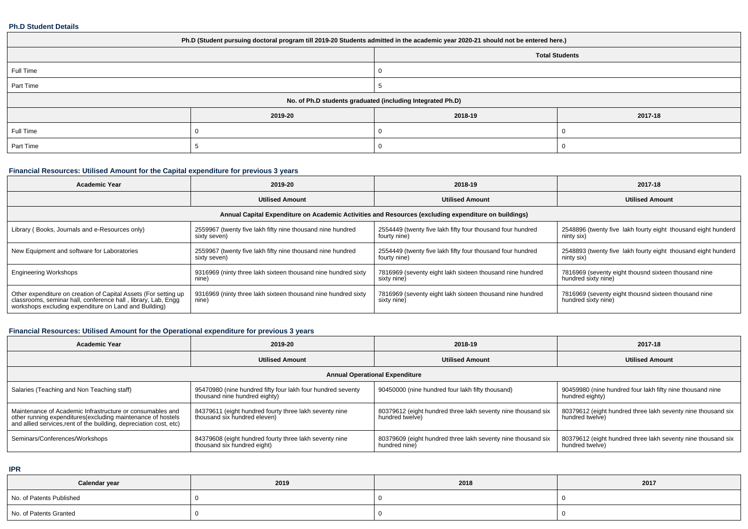#### Ph.D Student Details

| Ph.D (Student pursuing doctoral program till 2019-20 Students admitted in the academic year 2020-21 should not be entered here.) | | | |
|---|---|---|---|
| | | Total Students | |
| Full Time | | 0 | |
| Part Time | | 5 | |
| No. of Ph.D students graduated (including Integrated Ph.D) | | | |
| | 2019-20 | 2018-19 | 2017-18 |
| Full Time | 0 | 0 | 0 |
| Part Time | 5 | 0 | 0 |

#### Financial Resources: Utilised Amount for the Capital expenditure for previous 3 years

| Academic Year | 2019-20 | 2018-19 | 2017-18 |
|---|---|---|---|
| | Utilised Amount | Utilised Amount | Utilised Amount |
| Annual Capital Expenditure on Academic Activities and Resources (excluding expenditure on buildings) | | | |
| Library ( Books, Journals and e-Resources only) | 2559967 (twenty five lakh fifty nine thousand nine hundred sixty seven) | 2554449 (twenty five lakh fifty four thousand four hundred fourty nine) | 2548896 (twenty five lakh fourty eight thousand eight hunderd ninty six) |
| New Equipment and software for Laboratories | 2559967 (twenty five lakh fifty nine thousand nine hundred sixty seven) | 2554449 (twenty five lakh fifty four thousand four hundred fourty nine) | 2548893 (twenty five lakh fourty eight thousand eight hunderd ninty six) |
| Engineering Workshops | 9316969 (ninty three lakh sixteen thousand nine hundred sixty nine) | 7816969 (seventy eight lakh sixteen thousand nine hundred sixty nine) | 7816969 (seventy eight thousnd sixteen thousand nine hundred sixty nine) |
| Other expenditure on creation of Capital Assets (For setting up classrooms, seminar hall, conference hall , library, Lab, Engg workshops excluding expenditure on Land and Building) | 9316969 (ninty three lakh sixteen thousand nine hundred sixty nine) | 7816969 (seventy eight lakh sixteen thousand nine hundred sixty nine) | 7816969 (seventy eight thousnd sixteen thousand nine hundred sixty nine) |

#### Financial Resources: Utilised Amount for the Operational expenditure for previous 3 years

| Academic Year | 2019-20 | 2018-19 | 2017-18 |
|---|---|---|---|
| | Utilised Amount | Utilised Amount | Utilised Amount |
| Annual Operational Expenditure | | | |
| Salaries (Teaching and Non Teaching staff) | 95470980 (nine hundred fifty four lakh four hundred seventy thousand nine hundred eighty) | 90450000 (nine hundred four lakh fifty thousand) | 90459980 (nine hundred four lakh fifty nine thousand nine hundred eighty) |
| Maintenance of Academic Infrastructure or consumables and other running expenditures(excluding maintenance of hostels and allied services,rent of the building, depreciation cost, etc) | 84379611 (eight hundred fourty three lakh seventy nine thousand six hundred eleven) | 80379612 (eight hundred three lakh seventy nine thousand six hundred twelve) | 80379612 (eight hundred three lakh seventy nine thousand six hundred twelve) |
| Seminars/Conferences/Workshops | 84379608 (eight hundred fourty three lakh seventy nine thousand six hundred eight) | 80379609 (eight hundred three lakh seventy nine thousand six hundred nine) | 80379612 (eight hundred three lakh seventy nine thousand six hundred twelve) |

#### IPR

| Calendar year | 2019 | 2018 | 2017 |
|---|---|---|---|
| No. of Patents Published | 0 | 0 | 0 |
| No. of Patents Granted | 0 | 0 | 0 |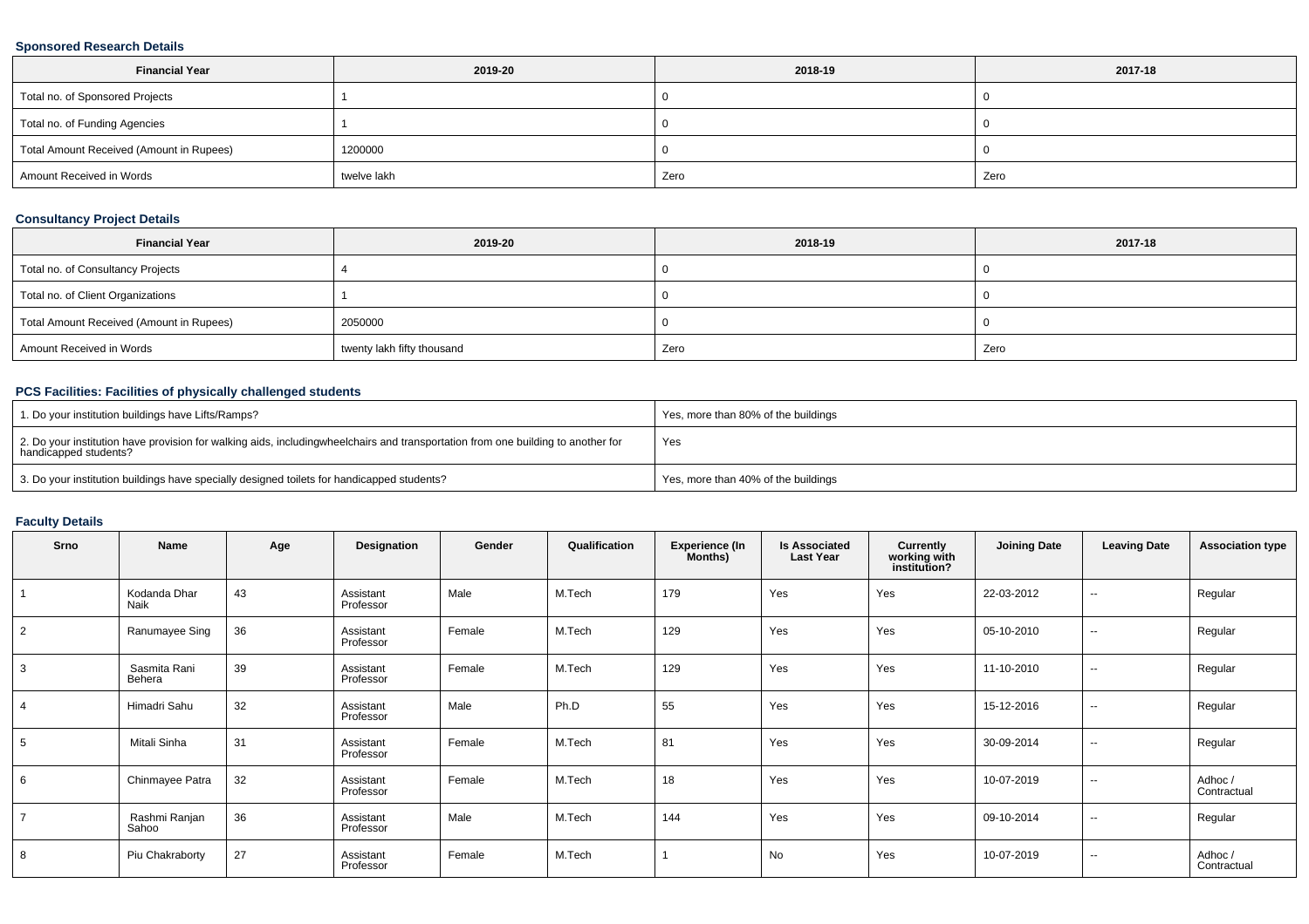### Sponsored Research Details

| Financial Year | 2019-20 | 2018-19 | 2017-18 |
|---|---|---|---|
| Total no. of Sponsored Projects | 1 | 0 | 0 |
| Total no. of Funding Agencies | 1 | 0 | 0 |
| Total Amount Received (Amount in Rupees) | 1200000 | 0 | 0 |
| Amount Received in Words | twelve lakh | Zero | Zero |

### Consultancy Project Details

| Financial Year | 2019-20 | 2018-19 | 2017-18 |
|---|---|---|---|
| Total no. of Consultancy Projects | 4 | 0 | 0 |
| Total no. of Client Organizations | 1 | 0 | 0 |
| Total Amount Received (Amount in Rupees) | 2050000 | 0 | 0 |
| Amount Received in Words | twenty lakh fifty thousand | Zero | Zero |

### PCS Facilities: Facilities of physically challenged students

| | |
|---|---|
| 1. Do your institution buildings have Lifts/Ramps? | Yes, more than 80% of the buildings |
| 2. Do your institution have provision for walking aids, includingwheelchairs and transportation from one building to another for handicapped students? | Yes |
| 3. Do your institution buildings have specially designed toilets for handicapped students? | Yes, more than 40% of the buildings |

### Faculty Details

| Srno | Name | Age | Designation | Gender | Qualification | Experience (In Months) | Is Associated Last Year | Currently working with institution? | Joining Date | Leaving Date | Association type |
|---|---|---|---|---|---|---|---|---|---|---|---|
| 1 | Kodanda Dhar Naik | 43 | Assistant Professor | Male | M.Tech | 179 | Yes | Yes | 22-03-2012 | -- | Regular |
| 2 | Ranumayee Sing | 36 | Assistant Professor | Female | M.Tech | 129 | Yes | Yes | 05-10-2010 | -- | Regular |
| 3 | Sasmita Rani Behera | 39 | Assistant Professor | Female | M.Tech | 129 | Yes | Yes | 11-10-2010 | -- | Regular |
| 4 | Himadri Sahu | 32 | Assistant Professor | Male | Ph.D | 55 | Yes | Yes | 15-12-2016 | -- | Regular |
| 5 | Mitali Sinha | 31 | Assistant Professor | Female | M.Tech | 81 | Yes | Yes | 30-09-2014 | -- | Regular |
| 6 | Chinmayee Patra | 32 | Assistant Professor | Female | M.Tech | 18 | Yes | Yes | 10-07-2019 | -- | Adhoc / Contractual |
| 7 | Rashmi Ranjan Sahoo | 36 | Assistant Professor | Male | M.Tech | 144 | Yes | Yes | 09-10-2014 | -- | Regular |
| 8 | Piu Chakraborty | 27 | Assistant Professor | Female | M.Tech | 1 | No | Yes | 10-07-2019 | -- | Adhoc / Contractual |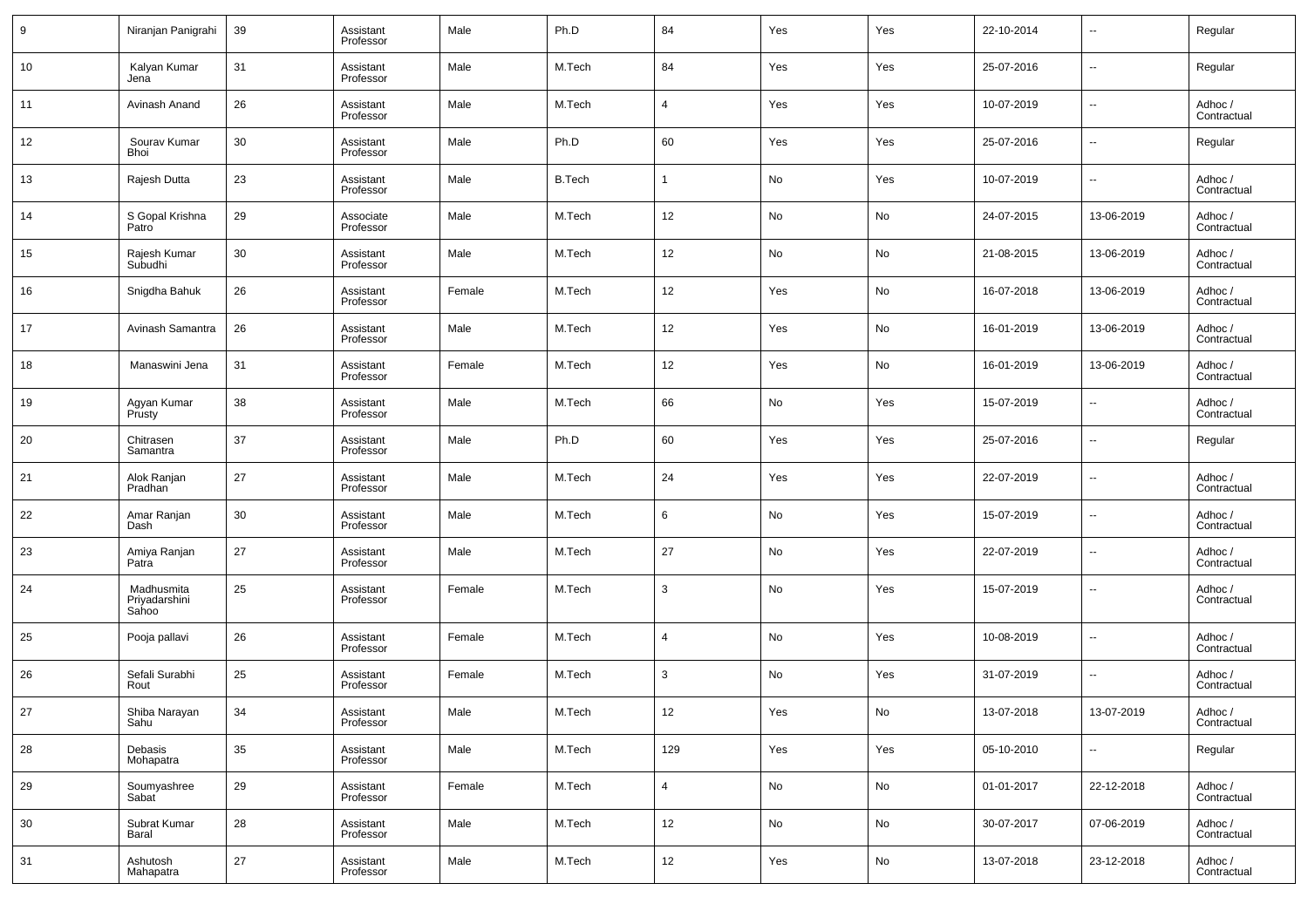| 9 | Niranjan Panigrahi | 39 | Assistant Professor | Male | Ph.D | 84 | Yes | Yes | 22-10-2014 | -- | Regular |
|---|---|---|---|---|---|---|---|---|---|---|---|
| 10 | Kalyan Kumar Jena | 31 | Assistant Professor | Male | M.Tech | 84 | Yes | Yes | 25-07-2016 | -- | Regular |
| 11 | Avinash Anand | 26 | Assistant Professor | Male | M.Tech | 4 | Yes | Yes | 10-07-2019 | -- | Adhoc / Contractual |
| 12 | Sourav Kumar Bhoi | 30 | Assistant Professor | Male | Ph.D | 60 | Yes | Yes | 25-07-2016 | -- | Regular |
| 13 | Rajesh Dutta | 23 | Assistant Professor | Male | B.Tech | 1 | No | Yes | 10-07-2019 | -- | Adhoc / Contractual |
| 14 | S Gopal Krishna Patro | 29 | Associate Professor | Male | M.Tech | 12 | No | No | 24-07-2015 | 13-06-2019 | Adhoc / Contractual |
| 15 | Rajesh Kumar Subudhi | 30 | Assistant Professor | Male | M.Tech | 12 | No | No | 21-08-2015 | 13-06-2019 | Adhoc / Contractual |
| 16 | Snigdha Bahuk | 26 | Assistant Professor | Female | M.Tech | 12 | Yes | No | 16-07-2018 | 13-06-2019 | Adhoc / Contractual |
| 17 | Avinash Samantra | 26 | Assistant Professor | Male | M.Tech | 12 | Yes | No | 16-01-2019 | 13-06-2019 | Adhoc / Contractual |
| 18 | Manaswini Jena | 31 | Assistant Professor | Female | M.Tech | 12 | Yes | No | 16-01-2019 | 13-06-2019 | Adhoc / Contractual |
| 19 | Agyan Kumar Prusty | 38 | Assistant Professor | Male | M.Tech | 66 | No | Yes | 15-07-2019 | -- | Adhoc / Contractual |
| 20 | Chitrasen Samantra | 37 | Assistant Professor | Male | Ph.D | 60 | Yes | Yes | 25-07-2016 | -- | Regular |
| 21 | Alok Ranjan Pradhan | 27 | Assistant Professor | Male | M.Tech | 24 | Yes | Yes | 22-07-2019 | -- | Adhoc / Contractual |
| 22 | Amar Ranjan Dash | 30 | Assistant Professor | Male | M.Tech | 6 | No | Yes | 15-07-2019 | -- | Adhoc / Contractual |
| 23 | Amiya Ranjan Patra | 27 | Assistant Professor | Male | M.Tech | 27 | No | Yes | 22-07-2019 | -- | Adhoc / Contractual |
| 24 | Madhusmita Priyadarshini Sahoo | 25 | Assistant Professor | Female | M.Tech | 3 | No | Yes | 15-07-2019 | -- | Adhoc / Contractual |
| 25 | Pooja pallavi | 26 | Assistant Professor | Female | M.Tech | 4 | No | Yes | 10-08-2019 | -- | Adhoc / Contractual |
| 26 | Sefali Surabhi Rout | 25 | Assistant Professor | Female | M.Tech | 3 | No | Yes | 31-07-2019 | -- | Adhoc / Contractual |
| 27 | Shiba Narayan Sahu | 34 | Assistant Professor | Male | M.Tech | 12 | Yes | No | 13-07-2018 | 13-07-2019 | Adhoc / Contractual |
| 28 | Debasis Mohapatra | 35 | Assistant Professor | Male | M.Tech | 129 | Yes | Yes | 05-10-2010 | -- | Regular |
| 29 | Soumyashree Sabat | 29 | Assistant Professor | Female | M.Tech | 4 | No | No | 01-01-2017 | 22-12-2018 | Adhoc / Contractual |
| 30 | Subrat Kumar Baral | 28 | Assistant Professor | Male | M.Tech | 12 | No | No | 30-07-2017 | 07-06-2019 | Adhoc / Contractual |
| 31 | Ashutosh Mahapatra | 27 | Assistant Professor | Male | M.Tech | 12 | Yes | No | 13-07-2018 | 23-12-2018 | Adhoc / Contractual |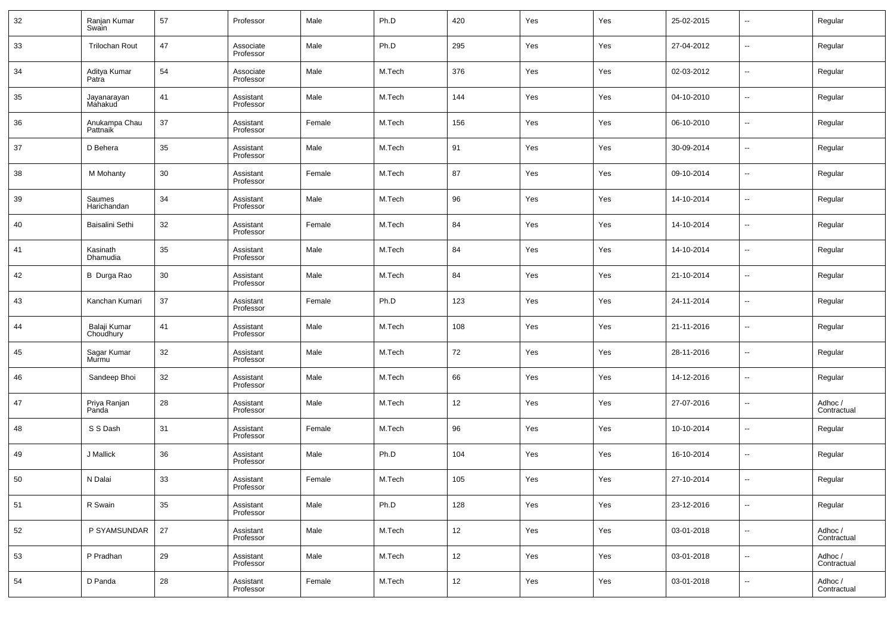| 32 | Ranjan Kumar Swain | 57 | Professor | Male | Ph.D | 420 | Yes | Yes | 25-02-2015 | -- | Regular |
|---|---|---|---|---|---|---|---|---|---|---|---|
| 33 | Trilochan Rout | 47 | Associate Professor | Male | Ph.D | 295 | Yes | Yes | 27-04-2012 | -- | Regular |
| 34 | Aditya Kumar Patra | 54 | Associate Professor | Male | M.Tech | 376 | Yes | Yes | 02-03-2012 | -- | Regular |
| 35 | Jayanarayan Mahakud | 41 | Assistant Professor | Male | M.Tech | 144 | Yes | Yes | 04-10-2010 | -- | Regular |
| 36 | Anukampa Chau Pattnaik | 37 | Assistant Professor | Female | M.Tech | 156 | Yes | Yes | 06-10-2010 | -- | Regular |
| 37 | D Behera | 35 | Assistant Professor | Male | M.Tech | 91 | Yes | Yes | 30-09-2014 | -- | Regular |
| 38 | M Mohanty | 30 | Assistant Professor | Female | M.Tech | 87 | Yes | Yes | 09-10-2014 | -- | Regular |
| 39 | Saumes Harichandan | 34 | Assistant Professor | Male | M.Tech | 96 | Yes | Yes | 14-10-2014 | -- | Regular |
| 40 | Baisalini Sethi | 32 | Assistant Professor | Female | M.Tech | 84 | Yes | Yes | 14-10-2014 | -- | Regular |
| 41 | Kasinath Dhamudia | 35 | Assistant Professor | Male | M.Tech | 84 | Yes | Yes | 14-10-2014 | -- | Regular |
| 42 | B Durga Rao | 30 | Assistant Professor | Male | M.Tech | 84 | Yes | Yes | 21-10-2014 | -- | Regular |
| 43 | Kanchan Kumari | 37 | Assistant Professor | Female | Ph.D | 123 | Yes | Yes | 24-11-2014 | -- | Regular |
| 44 | Balaji Kumar Choudhury | 41 | Assistant Professor | Male | M.Tech | 108 | Yes | Yes | 21-11-2016 | -- | Regular |
| 45 | Sagar Kumar Murmu | 32 | Assistant Professor | Male | M.Tech | 72 | Yes | Yes | 28-11-2016 | -- | Regular |
| 46 | Sandeep Bhoi | 32 | Assistant Professor | Male | M.Tech | 66 | Yes | Yes | 14-12-2016 | -- | Regular |
| 47 | Priya Ranjan Panda | 28 | Assistant Professor | Male | M.Tech | 12 | Yes | Yes | 27-07-2016 | -- | Adhoc / Contractual |
| 48 | S S Dash | 31 | Assistant Professor | Female | M.Tech | 96 | Yes | Yes | 10-10-2014 | -- | Regular |
| 49 | J Mallick | 36 | Assistant Professor | Male | Ph.D | 104 | Yes | Yes | 16-10-2014 | -- | Regular |
| 50 | N Dalai | 33 | Assistant Professor | Female | M.Tech | 105 | Yes | Yes | 27-10-2014 | -- | Regular |
| 51 | R Swain | 35 | Assistant Professor | Male | Ph.D | 128 | Yes | Yes | 23-12-2016 | -- | Regular |
| 52 | P SYAMSUNDAR | 27 | Assistant Professor | Male | M.Tech | 12 | Yes | Yes | 03-01-2018 | -- | Adhoc / Contractual |
| 53 | P Pradhan | 29 | Assistant Professor | Male | M.Tech | 12 | Yes | Yes | 03-01-2018 | -- | Adhoc / Contractual |
| 54 | D Panda | 28 | Assistant Professor | Female | M.Tech | 12 | Yes | Yes | 03-01-2018 | -- | Adhoc / Contractual |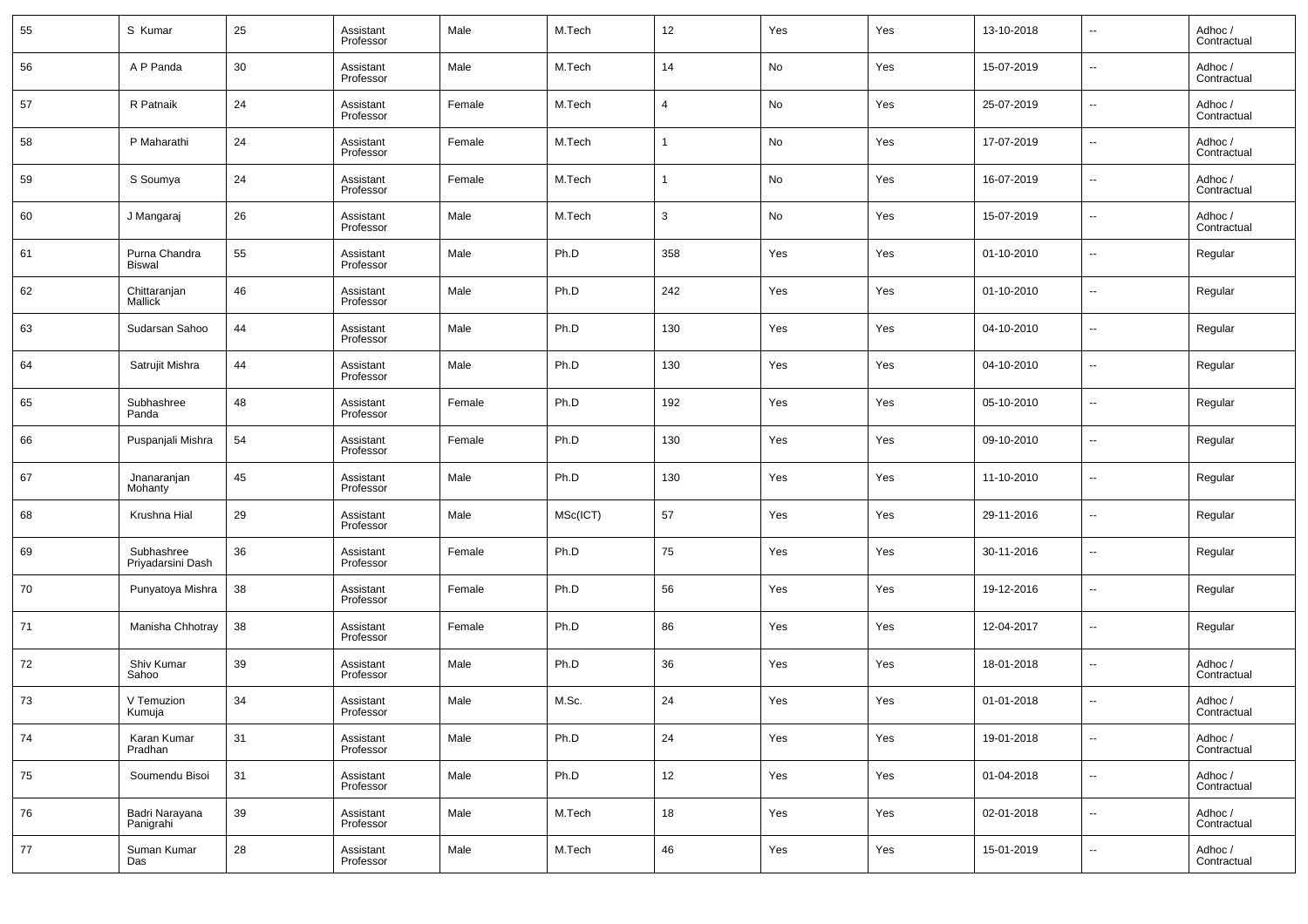| 55 | S Kumar | 25 | Assistant Professor | Male | M.Tech | 12 | Yes | Yes | 13-10-2018 | -- | Adhoc / Contractual |
|---|---|---|---|---|---|---|---|---|---|---|---|
| 56 | A P Panda | 30 | Assistant Professor | Male | M.Tech | 14 | No | Yes | 15-07-2019 | -- | Adhoc / Contractual |
| 57 | R Patnaik | 24 | Assistant Professor | Female | M.Tech | 4 | No | Yes | 25-07-2019 | -- | Adhoc / Contractual |
| 58 | P Maharathi | 24 | Assistant Professor | Female | M.Tech | 1 | No | Yes | 17-07-2019 | -- | Adhoc / Contractual |
| 59 | S Soumya | 24 | Assistant Professor | Female | M.Tech | 1 | No | Yes | 16-07-2019 | -- | Adhoc / Contractual |
| 60 | J Mangaraj | 26 | Assistant Professor | Male | M.Tech | 3 | No | Yes | 15-07-2019 | -- | Adhoc / Contractual |
| 61 | Purna Chandra Biswal | 55 | Assistant Professor | Male | Ph.D | 358 | Yes | Yes | 01-10-2010 | -- | Regular |
| 62 | Chittaranjan Mallick | 46 | Assistant Professor | Male | Ph.D | 242 | Yes | Yes | 01-10-2010 | -- | Regular |
| 63 | Sudarsan Sahoo | 44 | Assistant Professor | Male | Ph.D | 130 | Yes | Yes | 04-10-2010 | -- | Regular |
| 64 | Satrujit Mishra | 44 | Assistant Professor | Male | Ph.D | 130 | Yes | Yes | 04-10-2010 | -- | Regular |
| 65 | Subhashree Panda | 48 | Assistant Professor | Female | Ph.D | 192 | Yes | Yes | 05-10-2010 | -- | Regular |
| 66 | Puspanjali Mishra | 54 | Assistant Professor | Female | Ph.D | 130 | Yes | Yes | 09-10-2010 | -- | Regular |
| 67 | Jnanaranjan Mohanty | 45 | Assistant Professor | Male | Ph.D | 130 | Yes | Yes | 11-10-2010 | -- | Regular |
| 68 | Krushna Hial | 29 | Assistant Professor | Male | MSc(ICT) | 57 | Yes | Yes | 29-11-2016 | -- | Regular |
| 69 | Subhashree Priyadarsini Dash | 36 | Assistant Professor | Female | Ph.D | 75 | Yes | Yes | 30-11-2016 | -- | Regular |
| 70 | Punyatoya Mishra | 38 | Assistant Professor | Female | Ph.D | 56 | Yes | Yes | 19-12-2016 | -- | Regular |
| 71 | Manisha Chhotray | 38 | Assistant Professor | Female | Ph.D | 86 | Yes | Yes | 12-04-2017 | -- | Regular |
| 72 | Shiv Kumar Sahoo | 39 | Assistant Professor | Male | Ph.D | 36 | Yes | Yes | 18-01-2018 | -- | Adhoc / Contractual |
| 73 | V Temuzion Kumuja | 34 | Assistant Professor | Male | M.Sc. | 24 | Yes | Yes | 01-01-2018 | -- | Adhoc / Contractual |
| 74 | Karan Kumar Pradhan | 31 | Assistant Professor | Male | Ph.D | 24 | Yes | Yes | 19-01-2018 | -- | Adhoc / Contractual |
| 75 | Soumendu Bisoi | 31 | Assistant Professor | Male | Ph.D | 12 | Yes | Yes | 01-04-2018 | -- | Adhoc / Contractual |
| 76 | Badri Narayana Panigrahi | 39 | Assistant Professor | Male | M.Tech | 18 | Yes | Yes | 02-01-2018 | -- | Adhoc / Contractual |
| 77 | Suman Kumar Das | 28 | Assistant Professor | Male | M.Tech | 46 | Yes | Yes | 15-01-2019 | -- | Adhoc / Contractual |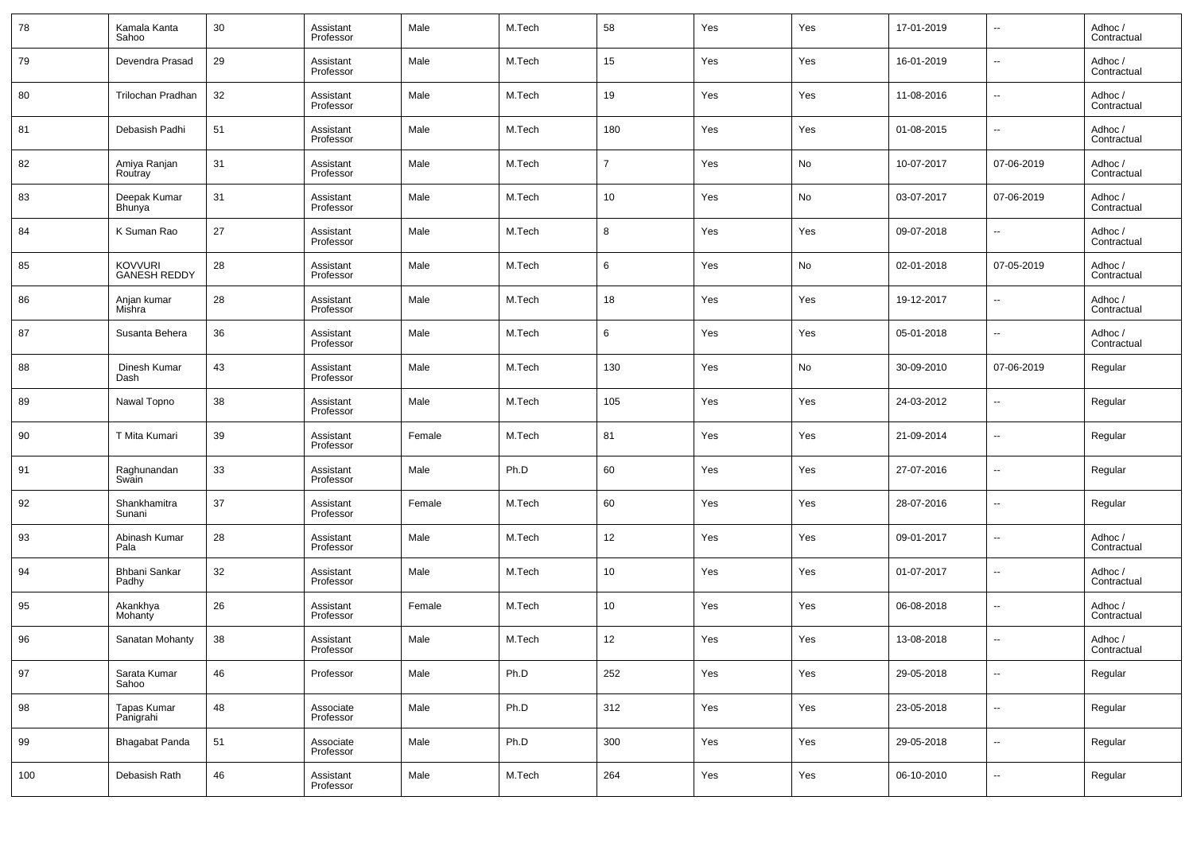| 78 | Kamala Kanta Sahoo | 30 | Assistant Professor | Male | M.Tech | 58 | Yes | Yes | 17-01-2019 | -- | Adhoc / Contractual |
|---|---|---|---|---|---|---|---|---|---|---|---|
| 79 | Devendra Prasad | 29 | Assistant Professor | Male | M.Tech | 15 | Yes | Yes | 16-01-2019 | -- | Adhoc / Contractual |
| 80 | Trilochan Pradhan | 32 | Assistant Professor | Male | M.Tech | 19 | Yes | Yes | 11-08-2016 | -- | Adhoc / Contractual |
| 81 | Debasish Padhi | 51 | Assistant Professor | Male | M.Tech | 180 | Yes | Yes | 01-08-2015 | -- | Adhoc / Contractual |
| 82 | Amiya Ranjan Routray | 31 | Assistant Professor | Male | M.Tech | 7 | Yes | No | 10-07-2017 | 07-06-2019 | Adhoc / Contractual |
| 83 | Deepak Kumar Bhunya | 31 | Assistant Professor | Male | M.Tech | 10 | Yes | No | 03-07-2017 | 07-06-2019 | Adhoc / Contractual |
| 84 | K Suman Rao | 27 | Assistant Professor | Male | M.Tech | 8 | Yes | Yes | 09-07-2018 | -- | Adhoc / Contractual |
| 85 | KOVVURI GANESH REDDY | 28 | Assistant Professor | Male | M.Tech | 6 | Yes | No | 02-01-2018 | 07-05-2019 | Adhoc / Contractual |
| 86 | Anjan kumar Mishra | 28 | Assistant Professor | Male | M.Tech | 18 | Yes | Yes | 19-12-2017 | -- | Adhoc / Contractual |
| 87 | Susanta Behera | 36 | Assistant Professor | Male | M.Tech | 6 | Yes | Yes | 05-01-2018 | -- | Adhoc / Contractual |
| 88 | Dinesh Kumar Dash | 43 | Assistant Professor | Male | M.Tech | 130 | Yes | No | 30-09-2010 | 07-06-2019 | Regular |
| 89 | Nawal Topno | 38 | Assistant Professor | Male | M.Tech | 105 | Yes | Yes | 24-03-2012 | -- | Regular |
| 90 | T Mita Kumari | 39 | Assistant Professor | Female | M.Tech | 81 | Yes | Yes | 21-09-2014 | -- | Regular |
| 91 | Raghunandan Swain | 33 | Assistant Professor | Male | Ph.D | 60 | Yes | Yes | 27-07-2016 | -- | Regular |
| 92 | Shankhamitra Sunani | 37 | Assistant Professor | Female | M.Tech | 60 | Yes | Yes | 28-07-2016 | -- | Regular |
| 93 | Abinash Kumar Pala | 28 | Assistant Professor | Male | M.Tech | 12 | Yes | Yes | 09-01-2017 | -- | Adhoc / Contractual |
| 94 | Bhbani Sankar Padhy | 32 | Assistant Professor | Male | M.Tech | 10 | Yes | Yes | 01-07-2017 | -- | Adhoc / Contractual |
| 95 | Akankhya Mohanty | 26 | Assistant Professor | Female | M.Tech | 10 | Yes | Yes | 06-08-2018 | -- | Adhoc / Contractual |
| 96 | Sanatan Mohanty | 38 | Assistant Professor | Male | M.Tech | 12 | Yes | Yes | 13-08-2018 | -- | Adhoc / Contractual |
| 97 | Sarata Kumar Sahoo | 46 | Professor | Male | Ph.D | 252 | Yes | Yes | 29-05-2018 | -- | Regular |
| 98 | Tapas Kumar Panigrahi | 48 | Associate Professor | Male | Ph.D | 312 | Yes | Yes | 23-05-2018 | -- | Regular |
| 99 | Bhagabat Panda | 51 | Associate Professor | Male | Ph.D | 300 | Yes | Yes | 29-05-2018 | -- | Regular |
| 100 | Debasish Rath | 46 | Assistant Professor | Male | M.Tech | 264 | Yes | Yes | 06-10-2010 | -- | Regular |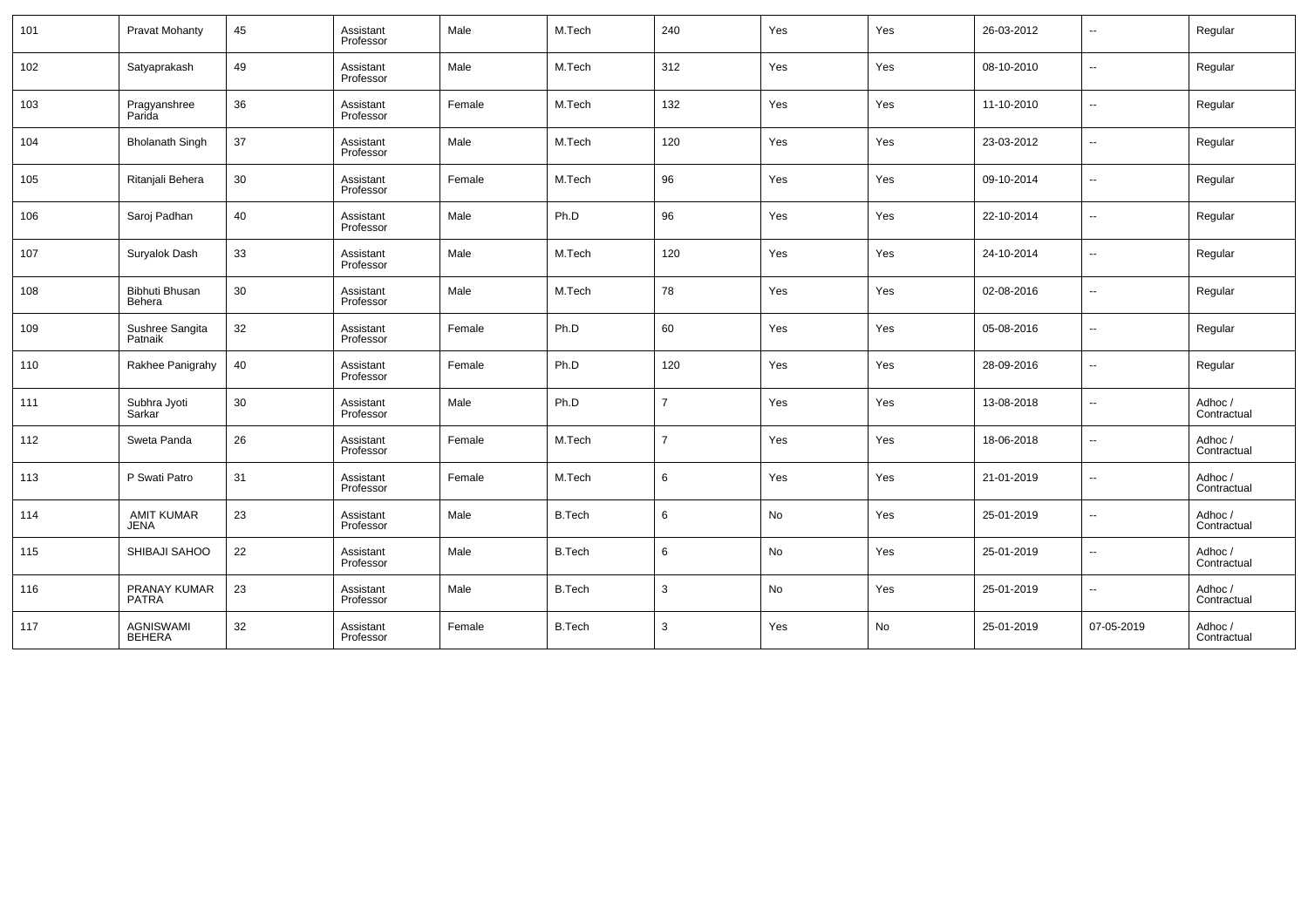| | | | | | | | | | | | |
|---|---|---|---|---|---|---|---|---|---|---|---|
| 101 | Pravat Mohanty | 45 | Assistant Professor | Male | M.Tech | 240 | Yes | Yes | 26-03-2012 | -- | Regular |
| 102 | Satyaprakash | 49 | Assistant Professor | Male | M.Tech | 312 | Yes | Yes | 08-10-2010 | -- | Regular |
| 103 | Pragyanshree Parida | 36 | Assistant Professor | Female | M.Tech | 132 | Yes | Yes | 11-10-2010 | -- | Regular |
| 104 | Bholanath Singh | 37 | Assistant Professor | Male | M.Tech | 120 | Yes | Yes | 23-03-2012 | -- | Regular |
| 105 | Ritanjali Behera | 30 | Assistant Professor | Female | M.Tech | 96 | Yes | Yes | 09-10-2014 | -- | Regular |
| 106 | Saroj Padhan | 40 | Assistant Professor | Male | Ph.D | 96 | Yes | Yes | 22-10-2014 | -- | Regular |
| 107 | Suryalok Dash | 33 | Assistant Professor | Male | M.Tech | 120 | Yes | Yes | 24-10-2014 | -- | Regular |
| 108 | Bibhuti Bhusan Behera | 30 | Assistant Professor | Male | M.Tech | 78 | Yes | Yes | 02-08-2016 | -- | Regular |
| 109 | Sushree Sangita Patnaik | 32 | Assistant Professor | Female | Ph.D | 60 | Yes | Yes | 05-08-2016 | -- | Regular |
| 110 | Rakhee Panigrahy | 40 | Assistant Professor | Female | Ph.D | 120 | Yes | Yes | 28-09-2016 | -- | Regular |
| 111 | Subhra Jyoti Sarkar | 30 | Assistant Professor | Male | Ph.D | 7 | Yes | Yes | 13-08-2018 | -- | Adhoc / Contractual |
| 112 | Sweta Panda | 26 | Assistant Professor | Female | M.Tech | 7 | Yes | Yes | 18-06-2018 | -- | Adhoc / Contractual |
| 113 | P Swati Patro | 31 | Assistant Professor | Female | M.Tech | 6 | Yes | Yes | 21-01-2019 | -- | Adhoc / Contractual |
| 114 | AMIT KUMAR JENA | 23 | Assistant Professor | Male | B.Tech | 6 | No | Yes | 25-01-2019 | -- | Adhoc / Contractual |
| 115 | SHIBAJI SAHOO | 22 | Assistant Professor | Male | B.Tech | 6 | No | Yes | 25-01-2019 | -- | Adhoc / Contractual |
| 116 | PRANAY KUMAR PATRA | 23 | Assistant Professor | Male | B.Tech | 3 | No | Yes | 25-01-2019 | -- | Adhoc / Contractual |
| 117 | AGNISWAMI BEHERA | 32 | Assistant Professor | Female | B.Tech | 3 | Yes | No | 25-01-2019 | 07-05-2019 | Adhoc / Contractual |